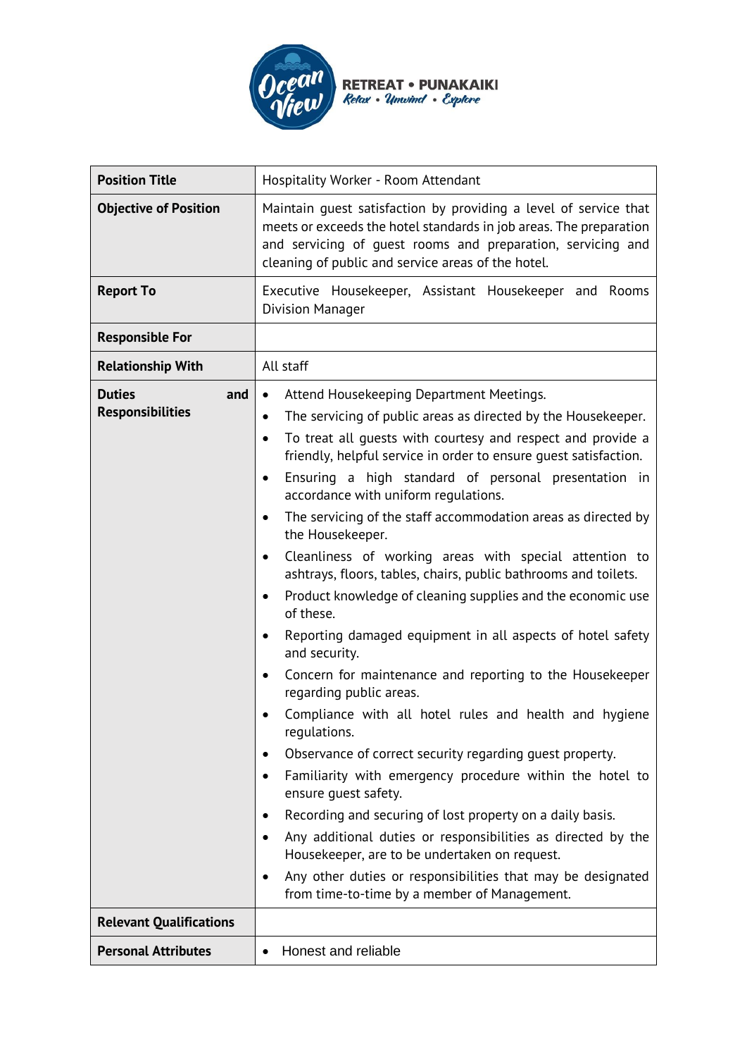**RETREAT • PUNAKAIKI**
*Relax • Unwind • Explore*

| Position Title | Hospitality Worker - Room Attendant |
|---|---|
| **Objective of Position** | Maintain guest satisfaction by providing a level of service that meets or exceeds the hotel standards in job areas. The preparation and servicing of guest rooms and preparation, servicing and cleaning of public and service areas of the hotel. |
| **Report To** | Executive Housekeeper, Assistant Housekeeper and Rooms Division Manager |
| **Responsible For** | |
| **Relationship With** | All staff |
| **Duties and Responsibilities** | • Attend Housekeeping Department Meetings.<br>• The servicing of public areas as directed by the Housekeeper.<br>• To treat all guests with courtesy and respect and provide a friendly, helpful service in order to ensure guest satisfaction.<br>• Ensuring a high standard of personal presentation in accordance with uniform regulations.<br>• The servicing of the staff accommodation areas as directed by the Housekeeper.<br>• Cleanliness of working areas with special attention to ashtrays, floors, tables, chairs, public bathrooms and toilets.<br>• Product knowledge of cleaning supplies and the economic use of these.<br>• Reporting damaged equipment in all aspects of hotel safety and security.<br>• Concern for maintenance and reporting to the Housekeeper regarding public areas.<br>• Compliance with all hotel rules and health and hygiene regulations.<br>• Observance of correct security regarding guest property.<br>• Familiarity with emergency procedure within the hotel to ensure guest safety.<br>• Recording and securing of lost property on a daily basis.<br>• Any additional duties or responsibilities as directed by the Housekeeper, are to be undertaken on request.<br>• Any other duties or responsibilities that may be designated from time-to-time by a member of Management. |
| **Relevant Qualifications** | |
| **Personal Attributes** | • Honest and reliable |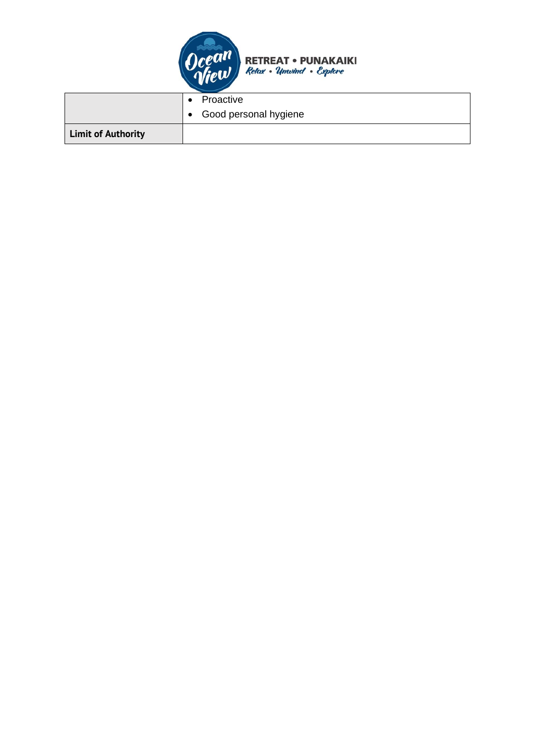| | |
|---|---|
| | • Proactive<br>• Good personal hygiene |
| **Limit of Authority** | |